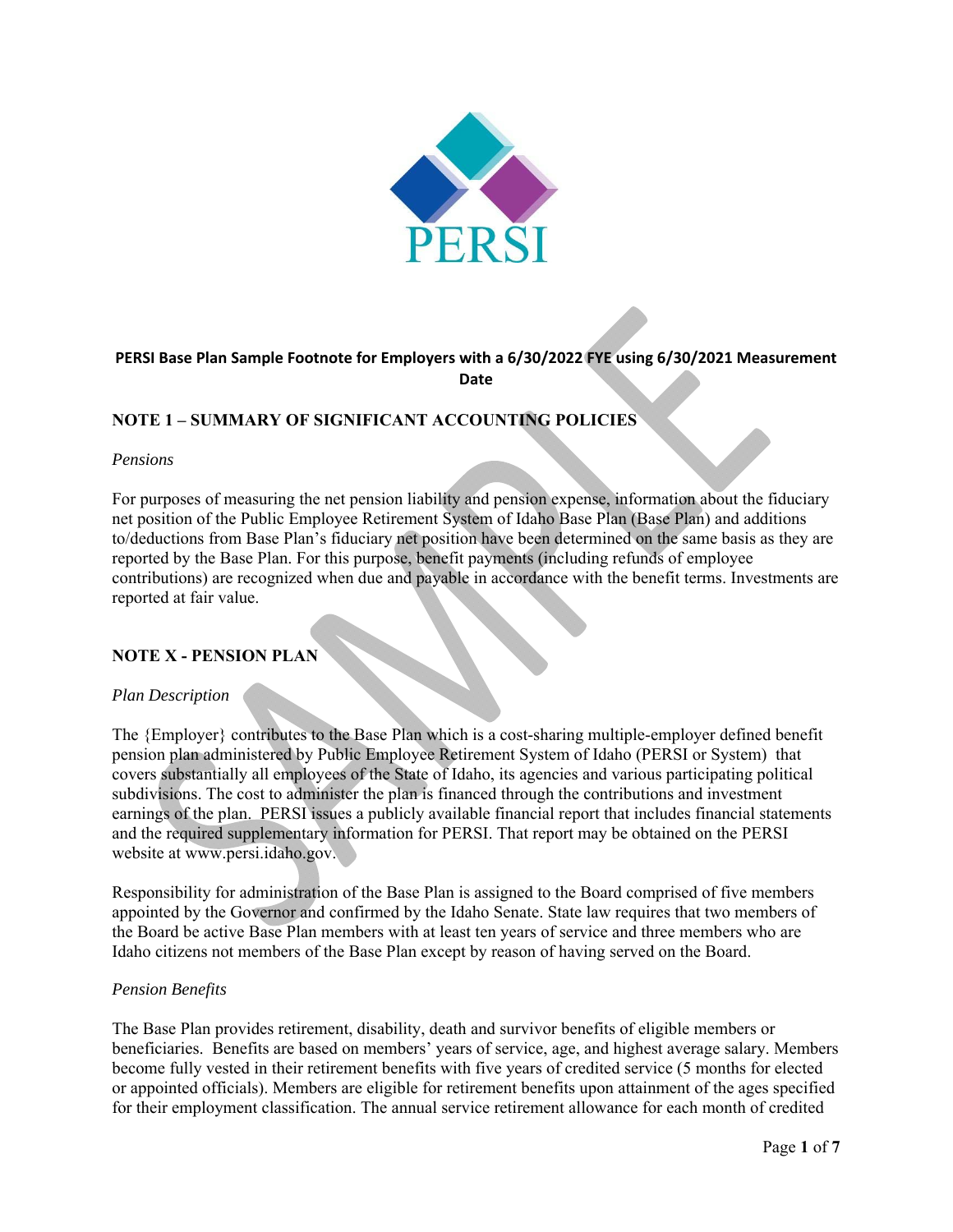**PERSI Base Plan Sample Footnote for Employers with a 6/30/2022 FYE using 6/30/2021 Measurement Date**

## NOTE 1 – SUMMARY OF SIGNIFICANT ACCOUNTING POLICIES

*Pensions*

For purposes of measuring the net pension liability and pension expense, information about the fiduciary net position of the Public Employee Retirement System of Idaho Base Plan (Base Plan) and additions to/deductions from Base Plan's fiduciary net position have been determined on the same basis as they are reported by the Base Plan. For this purpose, benefit payments (including refunds of employee contributions) are recognized when due and payable in accordance with the benefit terms. Investments are reported at fair value.

## NOTE X - PENSION PLAN

*Plan Description*

The {Employer} contributes to the Base Plan which is a cost-sharing multiple-employer defined benefit pension plan administered by Public Employee Retirement System of Idaho (PERSI or System) that covers substantially all employees of the State of Idaho, its agencies and various participating political subdivisions. The cost to administer the plan is financed through the contributions and investment earnings of the plan. PERSI issues a publicly available financial report that includes financial statements and the required supplementary information for PERSI. That report may be obtained on the PERSI website at www.persi.idaho.gov.

Responsibility for administration of the Base Plan is assigned to the Board comprised of five members appointed by the Governor and confirmed by the Idaho Senate. State law requires that two members of the Board be active Base Plan members with at least ten years of service and three members who are Idaho citizens not members of the Base Plan except by reason of having served on the Board.

*Pension Benefits*

The Base Plan provides retirement, disability, death and survivor benefits of eligible members or beneficiaries. Benefits are based on members' years of service, age, and highest average salary. Members become fully vested in their retirement benefits with five years of credited service (5 months for elected or appointed officials). Members are eligible for retirement benefits upon attainment of the ages specified for their employment classification. The annual service retirement allowance for each month of credited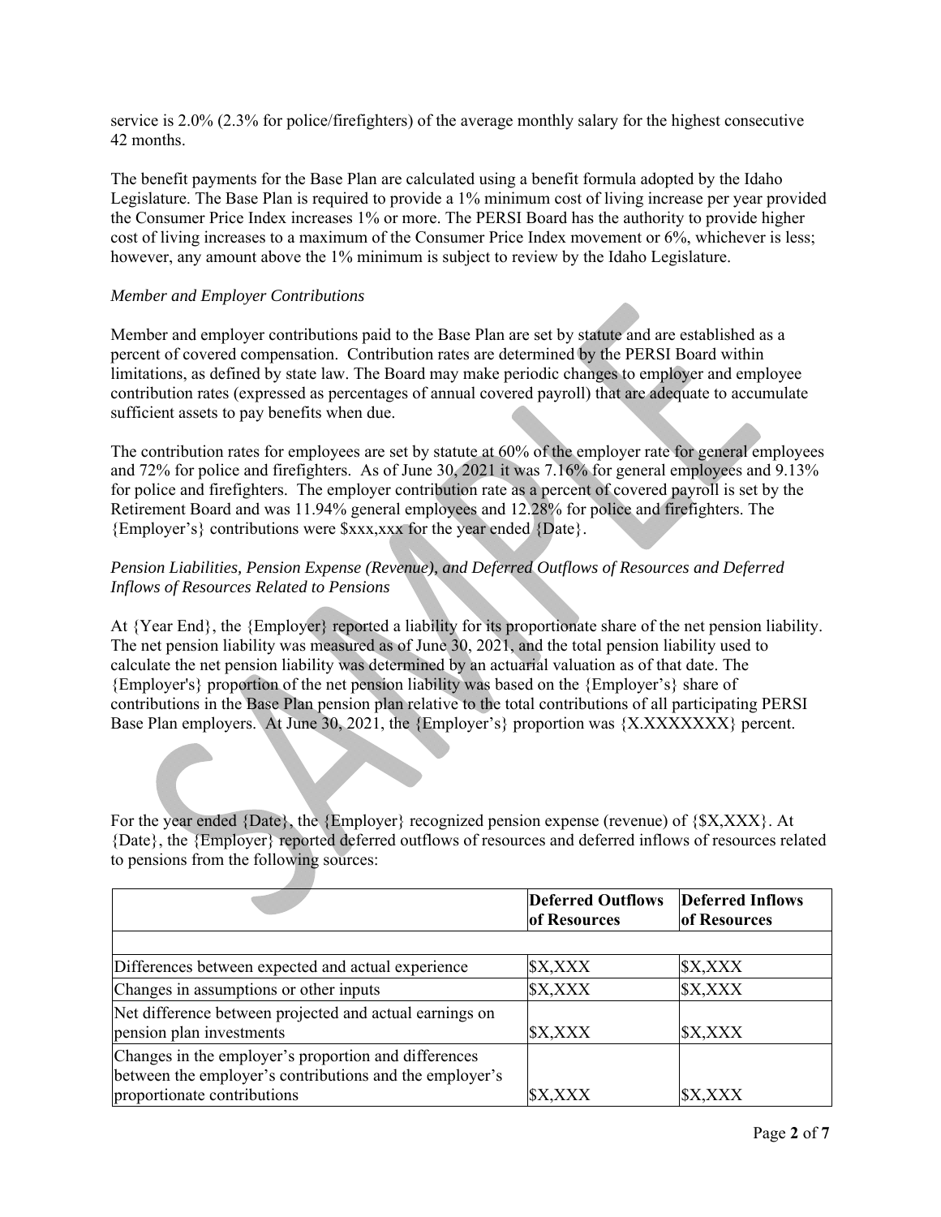service is 2.0% (2.3% for police/firefighters) of the average monthly salary for the highest consecutive 42 months.

The benefit payments for the Base Plan are calculated using a benefit formula adopted by the Idaho Legislature. The Base Plan is required to provide a 1% minimum cost of living increase per year provided the Consumer Price Index increases 1% or more. The PERSI Board has the authority to provide higher cost of living increases to a maximum of the Consumer Price Index movement or 6%, whichever is less; however, any amount above the 1% minimum is subject to review by the Idaho Legislature.

*Member and Employer Contributions*

Member and employer contributions paid to the Base Plan are set by statute and are established as a percent of covered compensation. Contribution rates are determined by the PERSI Board within limitations, as defined by state law. The Board may make periodic changes to employer and employee contribution rates (expressed as percentages of annual covered payroll) that are adequate to accumulate sufficient assets to pay benefits when due.

The contribution rates for employees are set by statute at 60% of the employer rate for general employees and 72% for police and firefighters. As of June 30, 2021 it was 7.16% for general employees and 9.13% for police and firefighters. The employer contribution rate as a percent of covered payroll is set by the Retirement Board and was 11.94% general employees and 12.28% for police and firefighters. The {Employer's} contributions were $xxx,xxx for the year ended {Date}.

*Pension Liabilities, Pension Expense (Revenue), and Deferred Outflows of Resources and Deferred Inflows of Resources Related to Pensions*

At {Year End}, the {Employer} reported a liability for its proportionate share of the net pension liability. The net pension liability was measured as of June 30, 2021, and the total pension liability used to calculate the net pension liability was determined by an actuarial valuation as of that date. The {Employer's} proportion of the net pension liability was based on the {Employer's} share of contributions in the Base Plan pension plan relative to the total contributions of all participating PERSI Base Plan employers. At June 30, 2021, the {Employer's} proportion was {X.XXXXXXX} percent.

For the year ended {Date}, the {Employer} recognized pension expense (revenue) of {$X,XXX}. At {Date}, the {Employer} reported deferred outflows of resources and deferred inflows of resources related to pensions from the following sources:

| | **Deferred Outflows of Resources** | **Deferred Inflows of Resources** |
|---|---|---|
| | | |
| Differences between expected and actual experience | $X,XXX | $X,XXX |
| Changes in assumptions or other inputs | $X,XXX | $X,XXX |
| Net difference between projected and actual earnings on pension plan investments | $X,XXX | $X,XXX |
| Changes in the employer's proportion and differences between the employer's contributions and the employer's proportionate contributions | $X,XXX | $X,XXX |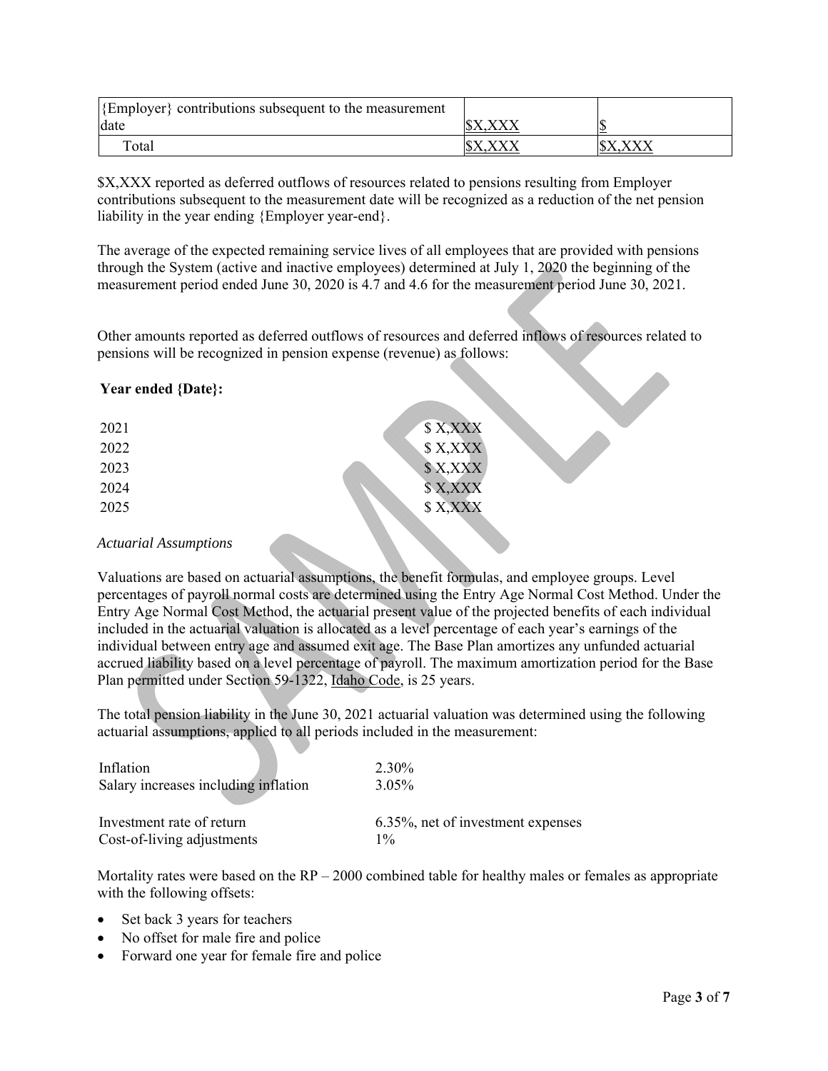| {Employer} contributions subsequent to the measurement date | $X,XXX | $ |
|---|---|---|
| Total | $X,XXX | $X,XXX |

$X,XXX reported as deferred outflows of resources related to pensions resulting from Employer contributions subsequent to the measurement date will be recognized as a reduction of the net pension liability in the year ending {Employer year-end}.

The average of the expected remaining service lives of all employees that are provided with pensions through the System (active and inactive employees) determined at July 1, 2020 the beginning of the measurement period ended June 30, 2020 is 4.7 and 4.6 for the measurement period June 30, 2021.

Other amounts reported as deferred outflows of resources and deferred inflows of resources related to pensions will be recognized in pension expense (revenue) as follows:

**Year ended {Date}:**

| | |
|---|---|
| 2021 | $ X,XXX |
| 2022 | $ X,XXX |
| 2023 | $ X,XXX |
| 2024 | $ X,XXX |
| 2025 | $ X,XXX |

*Actuarial Assumptions*

Valuations are based on actuarial assumptions, the benefit formulas, and employee groups. Level percentages of payroll normal costs are determined using the Entry Age Normal Cost Method. Under the Entry Age Normal Cost Method, the actuarial present value of the projected benefits of each individual included in the actuarial valuation is allocated as a level percentage of each year's earnings of the individual between entry age and assumed exit age. The Base Plan amortizes any unfunded actuarial accrued liability based on a level percentage of payroll. The maximum amortization period for the Base Plan permitted under Section 59-1322, Idaho Code, is 25 years.

The total pension liability in the June 30, 2021 actuarial valuation was determined using the following actuarial assumptions, applied to all periods included in the measurement:

| | |
|---|---|
| Inflation | 2.30% |
| Salary increases including inflation | 3.05% |
| Investment rate of return | 6.35%, net of investment expenses |
| Cost-of-living adjustments | 1% |

Mortality rates were based on the RP – 2000 combined table for healthy males or females as appropriate with the following offsets:

- Set back 3 years for teachers
- No offset for male fire and police
- Forward one year for female fire and police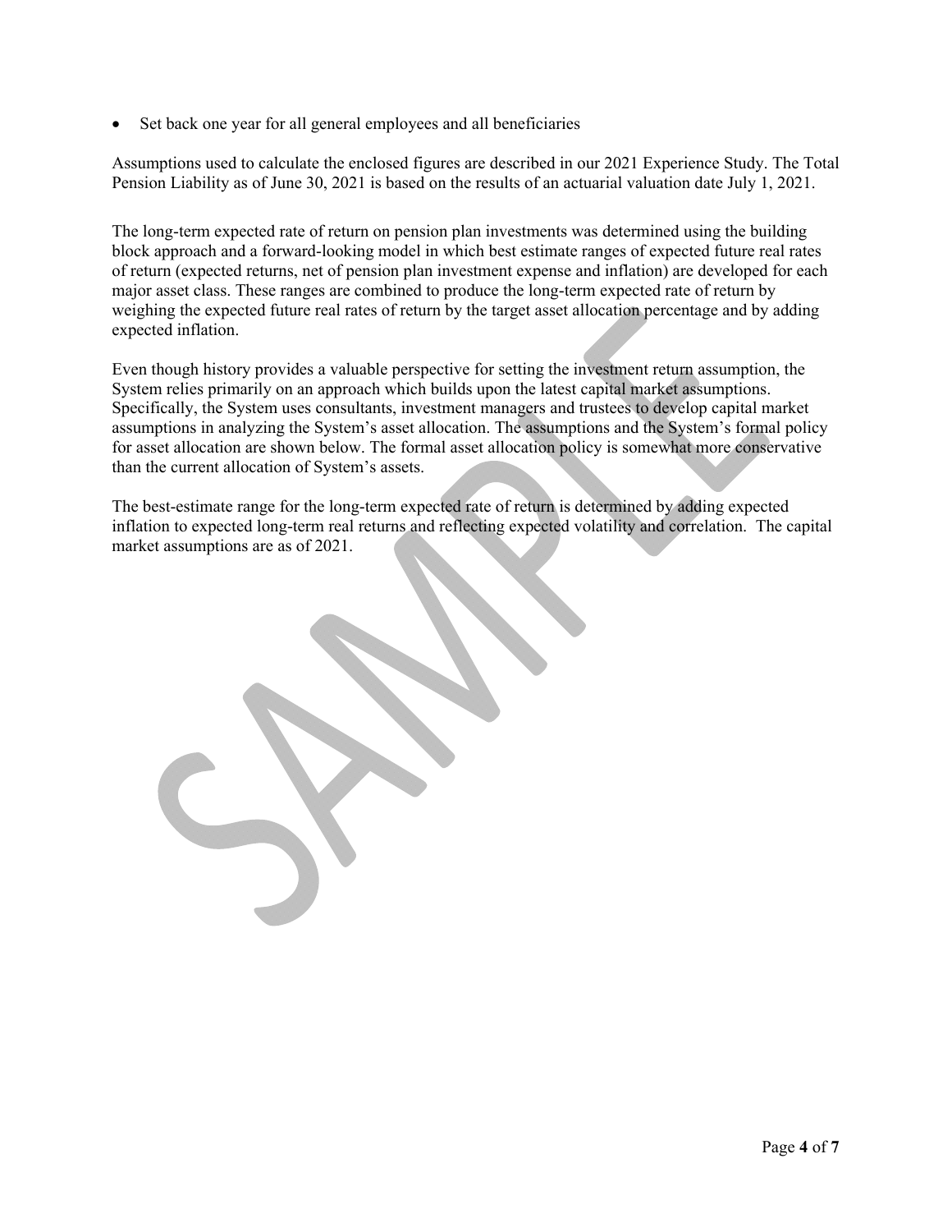- Set back one year for all general employees and all beneficiaries

Assumptions used to calculate the enclosed figures are described in our 2021 Experience Study. The Total Pension Liability as of June 30, 2021 is based on the results of an actuarial valuation date July 1, 2021.

The long-term expected rate of return on pension plan investments was determined using the building block approach and a forward-looking model in which best estimate ranges of expected future real rates of return (expected returns, net of pension plan investment expense and inflation) are developed for each major asset class. These ranges are combined to produce the long-term expected rate of return by weighing the expected future real rates of return by the target asset allocation percentage and by adding expected inflation.

Even though history provides a valuable perspective for setting the investment return assumption, the System relies primarily on an approach which builds upon the latest capital market assumptions. Specifically, the System uses consultants, investment managers and trustees to develop capital market assumptions in analyzing the System's asset allocation. The assumptions and the System's formal policy for asset allocation are shown below. The formal asset allocation policy is somewhat more conservative than the current allocation of System's assets.

The best-estimate range for the long-term expected rate of return is determined by adding expected inflation to expected long-term real returns and reflecting expected volatility and correlation. The capital market assumptions are as of 2021.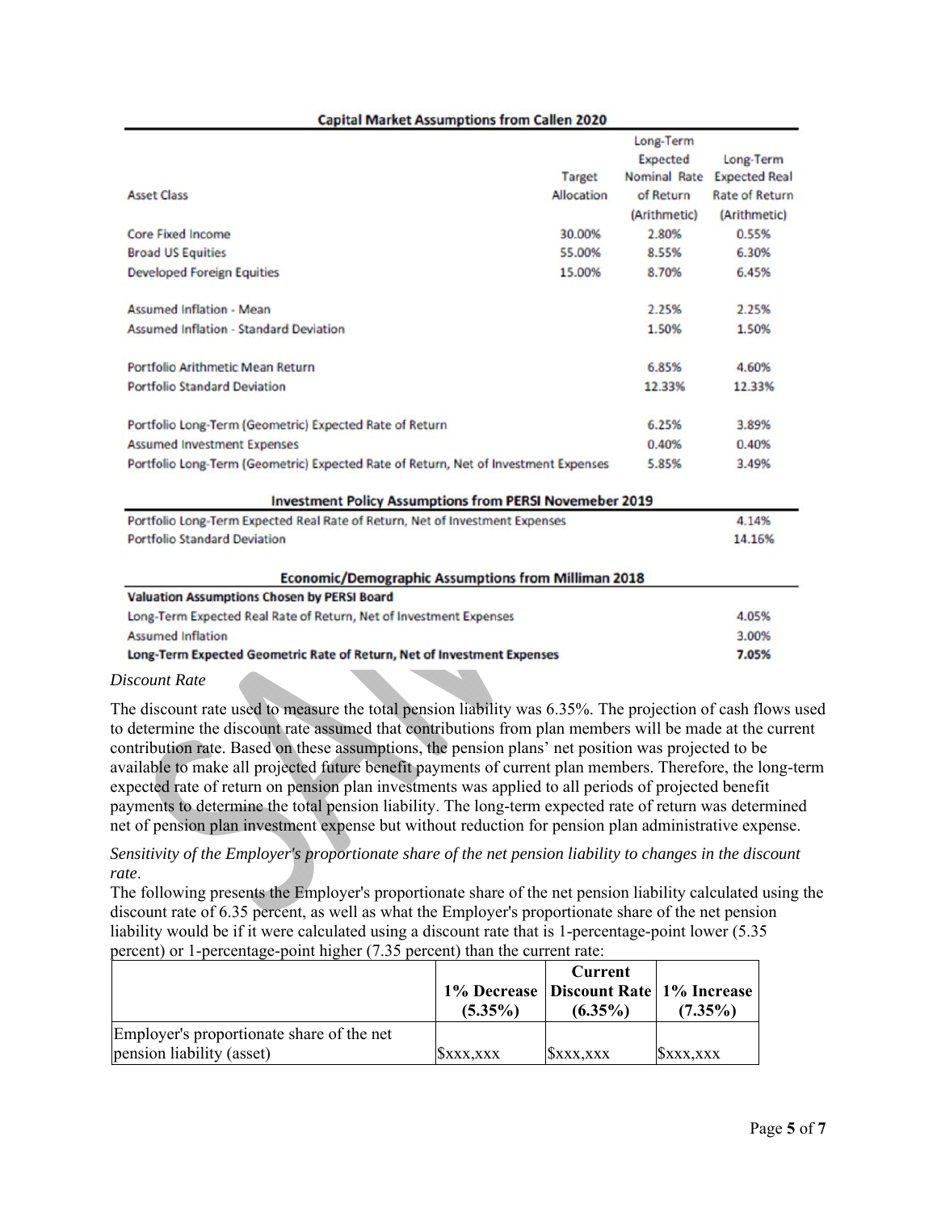**Capital Market Assumptions from Callen 2020**

| Asset Class | Target Allocation | Long-Term Expected Nominal Rate of Return (Arithmetic) | Long-Term Expected Real Rate of Return (Arithmetic) |
|---|---|---|---|
| Core Fixed Income | 30.00% | 2.80% | 0.55% |
| Broad US Equities | 55.00% | 8.55% | 6.30% |
| Developed Foreign Equities | 15.00% | 8.70% | 6.45% |
| | | | |
| Assumed Inflation - Mean | | 2.25% | 2.25% |
| Assumed Inflation - Standard Deviation | | 1.50% | 1.50% |
| | | | |
| Portfolio Arithmetic Mean Return | | 6.85% | 4.60% |
| Portfolio Standard Deviation | | 12.33% | 12.33% |
| | | | |
| Portfolio Long-Term (Geometric) Expected Rate of Return | | 6.25% | 3.89% |
| Assumed Investment Expenses | | 0.40% | 0.40% |
| Portfolio Long-Term (Geometric) Expected Rate of Return, Net of Investment Expenses | | 5.85% | 3.49% |

**Investment Policy Assumptions from PERSI Novemeber 2019**

| | |
|---|---|
| Portfolio Long-Term Expected Real Rate of Return, Net of Investment Expenses | 4.14% |
| Portfolio Standard Deviation | 14.16% |

**Economic/Demographic Assumptions from Milliman 2018**

| **Valuation Assumptions Chosen by PERSI Board** | |
|---|---|
| Long-Term Expected Real Rate of Return, Net of Investment Expenses | 4.05% |
| Assumed Inflation | 3.00% |
| **Long-Term Expected Geometric Rate of Return, Net of Investment Expenses** | **7.05%** |

*Discount Rate*

The discount rate used to measure the total pension liability was 6.35%. The projection of cash flows used to determine the discount rate assumed that contributions from plan members will be made at the current contribution rate. Based on these assumptions, the pension plans' net position was projected to be available to make all projected future benefit payments of current plan members. Therefore, the long-term expected rate of return on pension plan investments was applied to all periods of projected benefit payments to determine the total pension liability. The long-term expected rate of return was determined net of pension plan investment expense but without reduction for pension plan administrative expense.

*Sensitivity of the Employer's proportionate share of the net pension liability to changes in the discount rate.*

The following presents the Employer's proportionate share of the net pension liability calculated using the discount rate of 6.35 percent, as well as what the Employer's proportionate share of the net pension liability would be if it were calculated using a discount rate that is 1-percentage-point lower (5.35 percent) or 1-percentage-point higher (7.35 percent) than the current rate:

| | 1% Decrease (5.35%) | Current Discount Rate (6.35%) | 1% Increase (7.35%) |
|---|---|---|---|
| Employer's proportionate share of the net pension liability (asset) | $xxx,xxx | $xxx,xxx | $xxx,xxx |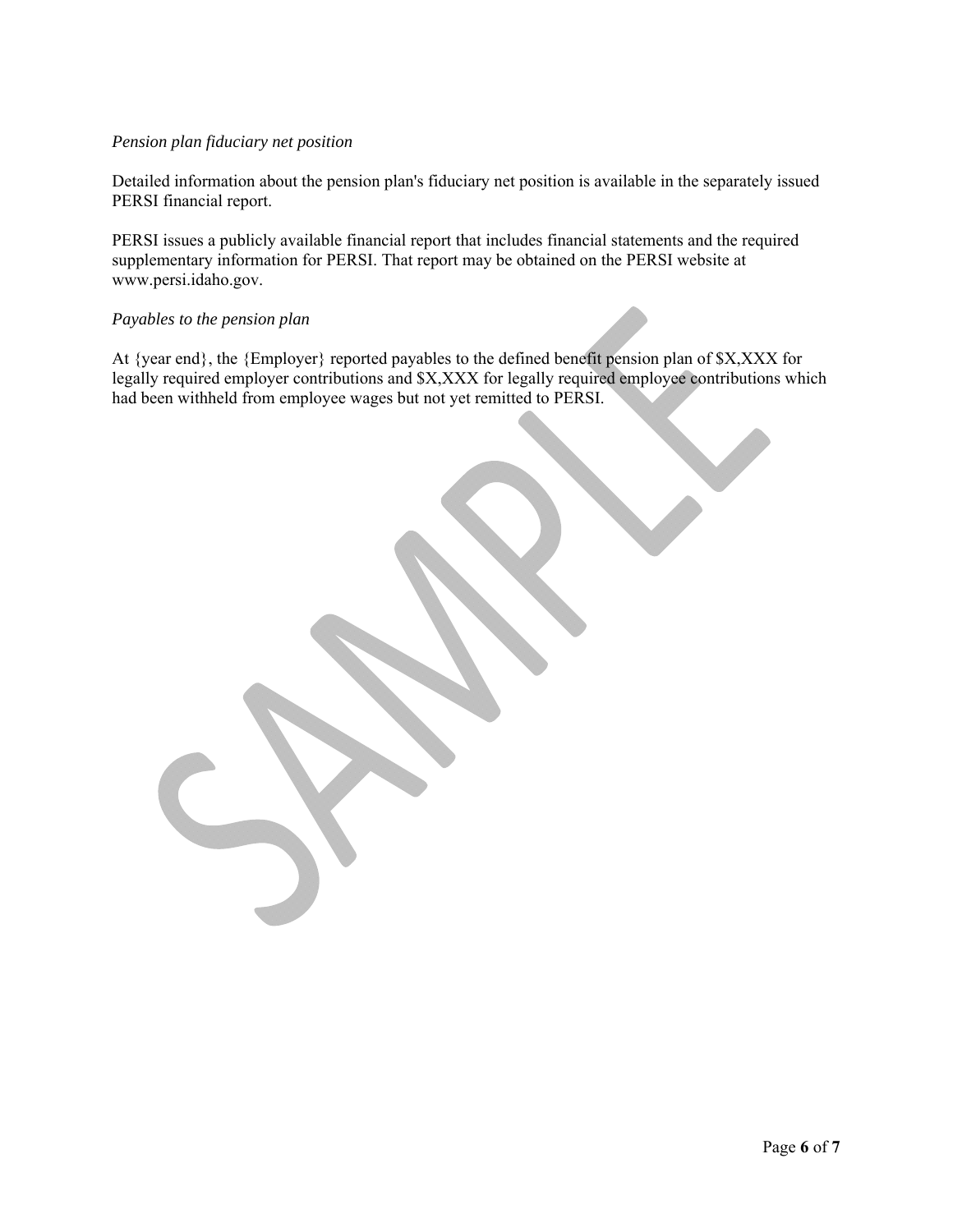*Pension plan fiduciary net position*

Detailed information about the pension plan's fiduciary net position is available in the separately issued PERSI financial report.

PERSI issues a publicly available financial report that includes financial statements and the required supplementary information for PERSI. That report may be obtained on the PERSI website at www.persi.idaho.gov.

*Payables to the pension plan*

At {year end}, the {Employer} reported payables to the defined benefit pension plan of $X,XXX for legally required employer contributions and $X,XXX for legally required employee contributions which had been withheld from employee wages but not yet remitted to PERSI.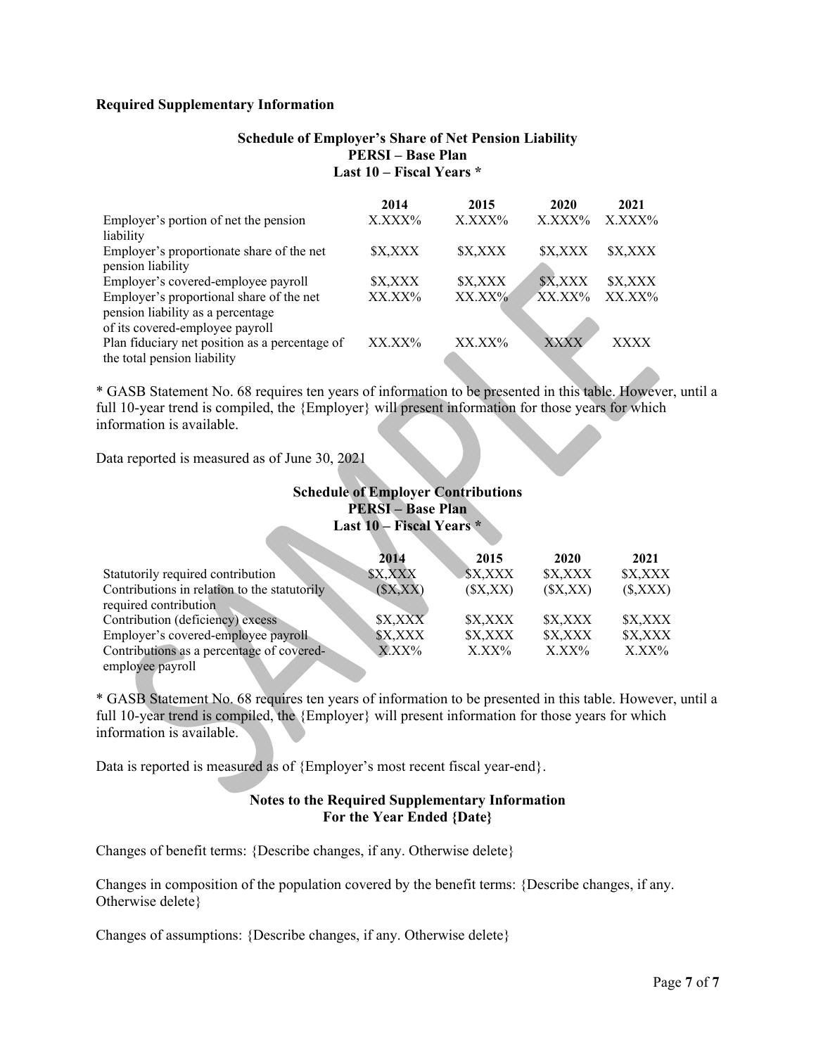**Required Supplementary Information**

**Schedule of Employer's Share of Net Pension Liability**
**PERSI – Base Plan**
**Last 10 – Fiscal Years ***

| | 2014 | 2015 | 2020 | 2021 |
|---|---|---|---|---|
| Employer's portion of net the pension liability | X.XXX% | X.XXX% | X.XXX% | X.XXX% |
| Employer's proportionate share of the net pension liability | $X,XXX | $X,XXX | $X,XXX | $X,XXX |
| Employer's covered-employee payroll | $X,XXX | $X,XXX | $X,XXX | $X,XXX |
| Employer's proportional share of the net pension liability as a percentage of its covered-employee payroll | XX.XX% | XX.XX% | XX.XX% | XX.XX% |
| Plan fiduciary net position as a percentage of the total pension liability | XX.XX% | XX.XX% | XXXX | XXXX |

* GASB Statement No. 68 requires ten years of information to be presented in this table. However, until a full 10-year trend is compiled, the {Employer} will present information for those years for which information is available.

Data reported is measured as of June 30, 2021

**Schedule of Employer Contributions**
**PERSI – Base Plan**
**Last 10 – Fiscal Years ***

| | 2014 | 2015 | 2020 | 2021 |
|---|---|---|---|---|
| Statutorily required contribution | $X,XXX | $X,XXX | $X,XXX | $X,XXX |
| Contributions in relation to the statutorily required contribution | ($X,XX) | ($X,XX) | ($X,XX) | ($,XXX) |
| Contribution (deficiency) excess | $X,XXX | $X,XXX | $X,XXX | $X,XXX |
| Employer's covered-employee payroll | $X,XXX | $X,XXX | $X,XXX | $X,XXX |
| Contributions as a percentage of covered-employee payroll | X.XX% | X.XX% | X.XX% | X.XX% |

* GASB Statement No. 68 requires ten years of information to be presented in this table. However, until a full 10-year trend is compiled, the {Employer} will present information for those years for which information is available.

Data is reported is measured as of {Employer's most recent fiscal year-end}.

**Notes to the Required Supplementary Information**
**For the Year Ended {Date}**

Changes of benefit terms: {Describe changes, if any. Otherwise delete}

Changes in composition of the population covered by the benefit terms: {Describe changes, if any. Otherwise delete}

Changes of assumptions: {Describe changes, if any. Otherwise delete}